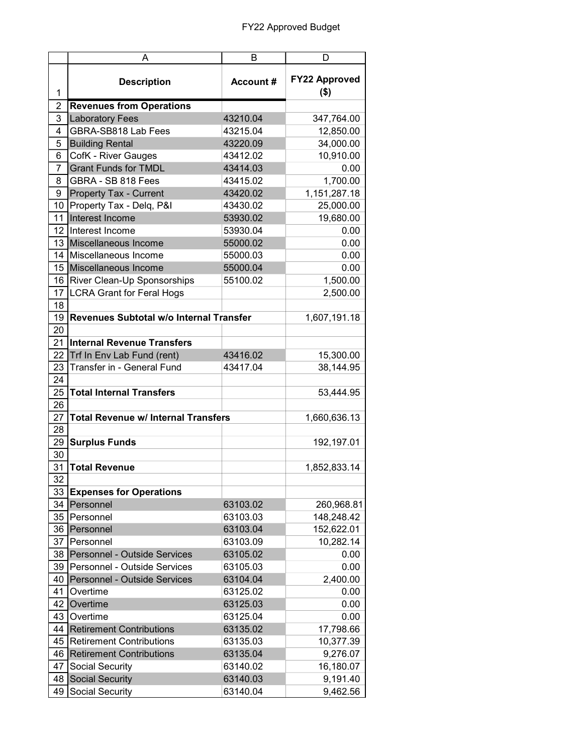# FY22 Approved Budget

| | A | B | D |
|---|---|---|---|
| 1 | **Description** | **Account #** | **FY22 Approved ($)** |
| 2 | **Revenues from Operations** | | |
| 3 | Laboratory Fees | 43210.04 | 347,764.00 |
| 4 | GBRA-SB818 Lab Fees | 43215.04 | 12,850.00 |
| 5 | Building Rental | 43220.09 | 34,000.00 |
| 6 | CofK - River Gauges | 43412.02 | 10,910.00 |
| 7 | Grant Funds for TMDL | 43414.03 | 0.00 |
| 8 | GBRA - SB 818 Fees | 43415.02 | 1,700.00 |
| 9 | Property Tax - Current | 43420.02 | 1,151,287.18 |
| 10 | Property Tax - Delq, P&I | 43430.02 | 25,000.00 |
| 11 | Interest Income | 53930.02 | 19,680.00 |
| 12 | Interest Income | 53930.04 | 0.00 |
| 13 | Miscellaneous Income | 55000.02 | 0.00 |
| 14 | Miscellaneous Income | 55000.03 | 0.00 |
| 15 | Miscellaneous Income | 55000.04 | 0.00 |
| 16 | River Clean-Up Sponsorships | 55100.02 | 1,500.00 |
| 17 | LCRA Grant for Feral Hogs | | 2,500.00 |
| 18 | | | |
| 19 | **Revenues Subtotal w/o Internal Transfer** | | 1,607,191.18 |
| 20 | | | |
| 21 | **Internal Revenue Transfers** | | |
| 22 | Trf In Env Lab Fund (rent) | 43416.02 | 15,300.00 |
| 23 | Transfer in - General Fund | 43417.04 | 38,144.95 |
| 24 | | | |
| 25 | **Total Internal Transfers** | | 53,444.95 |
| 26 | | | |
| 27 | **Total Revenue w/ Internal Transfers** | | 1,660,636.13 |
| 28 | | | |
| 29 | **Surplus Funds** | | 192,197.01 |
| 30 | | | |
| 31 | **Total Revenue** | | 1,852,833.14 |
| 32 | | | |
| 33 | **Expenses for Operations** | | |
| 34 | Personnel | 63103.02 | 260,968.81 |
| 35 | Personnel | 63103.03 | 148,248.42 |
| 36 | Personnel | 63103.04 | 152,622.01 |
| 37 | Personnel | 63103.09 | 10,282.14 |
| 38 | Personnel - Outside Services | 63105.02 | 0.00 |
| 39 | Personnel - Outside Services | 63105.03 | 0.00 |
| 40 | Personnel - Outside Services | 63104.04 | 2,400.00 |
| 41 | Overtime | 63125.02 | 0.00 |
| 42 | Overtime | 63125.03 | 0.00 |
| 43 | Overtime | 63125.04 | 0.00 |
| 44 | Retirement Contributions | 63135.02 | 17,798.66 |
| 45 | Retirement Contributions | 63135.03 | 10,377.39 |
| 46 | Retirement Contributions | 63135.04 | 9,276.07 |
| 47 | Social Security | 63140.02 | 16,180.07 |
| 48 | Social Security | 63140.03 | 9,191.40 |
| 49 | Social Security | 63140.04 | 9,462.56 |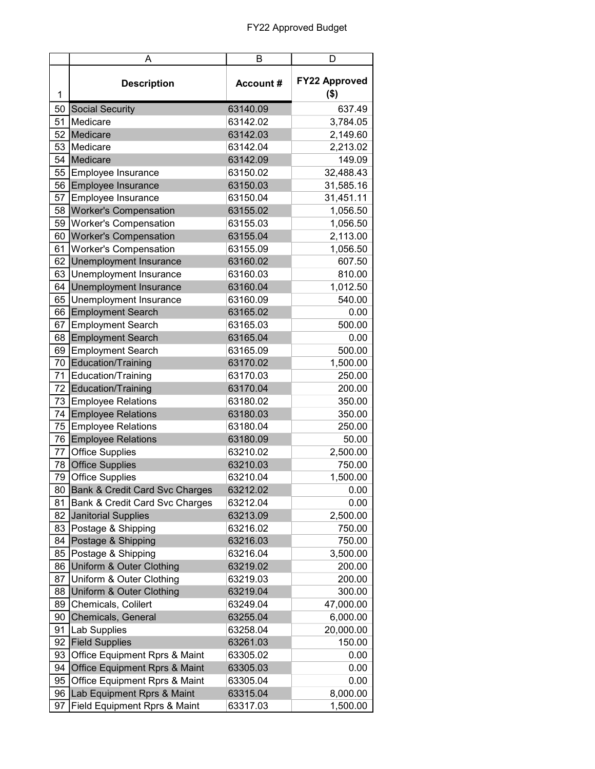# FY22 Approved Budget

| | A | B | D |
|---|---|---|---|
| 1 | **Description** | **Account #** | **FY22 Approved ($)** |
| 50 | Social Security | 63140.09 | 637.49 |
| 51 | Medicare | 63142.02 | 3,784.05 |
| 52 | Medicare | 63142.03 | 2,149.60 |
| 53 | Medicare | 63142.04 | 2,213.02 |
| 54 | Medicare | 63142.09 | 149.09 |
| 55 | Employee Insurance | 63150.02 | 32,488.43 |
| 56 | Employee Insurance | 63150.03 | 31,585.16 |
| 57 | Employee Insurance | 63150.04 | 31,451.11 |
| 58 | Worker's Compensation | 63155.02 | 1,056.50 |
| 59 | Worker's Compensation | 63155.03 | 1,056.50 |
| 60 | Worker's Compensation | 63155.04 | 2,113.00 |
| 61 | Worker's Compensation | 63155.09 | 1,056.50 |
| 62 | Unemployment Insurance | 63160.02 | 607.50 |
| 63 | Unemployment Insurance | 63160.03 | 810.00 |
| 64 | Unemployment Insurance | 63160.04 | 1,012.50 |
| 65 | Unemployment Insurance | 63160.09 | 540.00 |
| 66 | Employment Search | 63165.02 | 0.00 |
| 67 | Employment Search | 63165.03 | 500.00 |
| 68 | Employment Search | 63165.04 | 0.00 |
| 69 | Employment Search | 63165.09 | 500.00 |
| 70 | Education/Training | 63170.02 | 1,500.00 |
| 71 | Education/Training | 63170.03 | 250.00 |
| 72 | Education/Training | 63170.04 | 200.00 |
| 73 | Employee Relations | 63180.02 | 350.00 |
| 74 | Employee Relations | 63180.03 | 350.00 |
| 75 | Employee Relations | 63180.04 | 250.00 |
| 76 | Employee Relations | 63180.09 | 50.00 |
| 77 | Office Supplies | 63210.02 | 2,500.00 |
| 78 | Office Supplies | 63210.03 | 750.00 |
| 79 | Office Supplies | 63210.04 | 1,500.00 |
| 80 | Bank & Credit Card Svc Charges | 63212.02 | 0.00 |
| 81 | Bank & Credit Card Svc Charges | 63212.04 | 0.00 |
| 82 | Janitorial Supplies | 63213.09 | 2,500.00 |
| 83 | Postage & Shipping | 63216.02 | 750.00 |
| 84 | Postage & Shipping | 63216.03 | 750.00 |
| 85 | Postage & Shipping | 63216.04 | 3,500.00 |
| 86 | Uniform & Outer Clothing | 63219.02 | 200.00 |
| 87 | Uniform & Outer Clothing | 63219.03 | 200.00 |
| 88 | Uniform & Outer Clothing | 63219.04 | 300.00 |
| 89 | Chemicals, Colilert | 63249.04 | 47,000.00 |
| 90 | Chemicals, General | 63255.04 | 6,000.00 |
| 91 | Lab Supplies | 63258.04 | 20,000.00 |
| 92 | Field Supplies | 63261.03 | 150.00 |
| 93 | Office Equipment Rprs & Maint | 63305.02 | 0.00 |
| 94 | Office Equipment Rprs & Maint | 63305.03 | 0.00 |
| 95 | Office Equipment Rprs & Maint | 63305.04 | 0.00 |
| 96 | Lab Equipment Rprs & Maint | 63315.04 | 8,000.00 |
| 97 | Field Equipment Rprs & Maint | 63317.03 | 1,500.00 |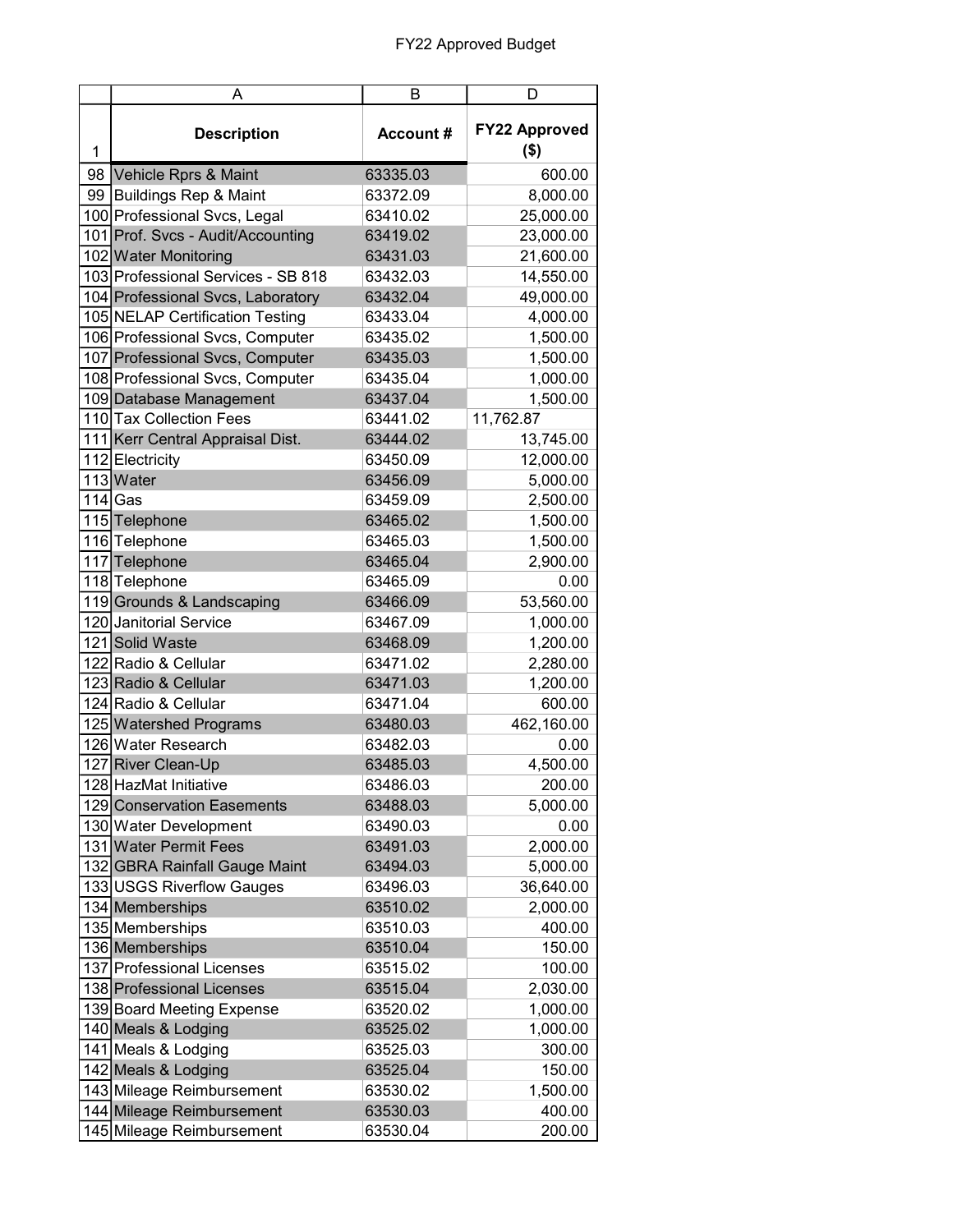FY22 Approved Budget

| | A | B | D |
|---|---|---|---|
| 1 | **Description** | **Account #** | **FY22 Approved ($)** |
| 98 | Vehicle Rprs & Maint | 63335.03 | 600.00 |
| 99 | Buildings Rep & Maint | 63372.09 | 8,000.00 |
| 100 | Professional Svcs, Legal | 63410.02 | 25,000.00 |
| 101 | Prof. Svcs - Audit/Accounting | 63419.02 | 23,000.00 |
| 102 | Water Monitoring | 63431.03 | 21,600.00 |
| 103 | Professional Services - SB 818 | 63432.03 | 14,550.00 |
| 104 | Professional Svcs, Laboratory | 63432.04 | 49,000.00 |
| 105 | NELAP Certification Testing | 63433.04 | 4,000.00 |
| 106 | Professional Svcs, Computer | 63435.02 | 1,500.00 |
| 107 | Professional Svcs, Computer | 63435.03 | 1,500.00 |
| 108 | Professional Svcs, Computer | 63435.04 | 1,000.00 |
| 109 | Database Management | 63437.04 | 1,500.00 |
| 110 | Tax Collection Fees | 63441.02 | 11,762.87 |
| 111 | Kerr Central Appraisal Dist. | 63444.02 | 13,745.00 |
| 112 | Electricity | 63450.09 | 12,000.00 |
| 113 | Water | 63456.09 | 5,000.00 |
| 114 | Gas | 63459.09 | 2,500.00 |
| 115 | Telephone | 63465.02 | 1,500.00 |
| 116 | Telephone | 63465.03 | 1,500.00 |
| 117 | Telephone | 63465.04 | 2,900.00 |
| 118 | Telephone | 63465.09 | 0.00 |
| 119 | Grounds & Landscaping | 63466.09 | 53,560.00 |
| 120 | Janitorial Service | 63467.09 | 1,000.00 |
| 121 | Solid Waste | 63468.09 | 1,200.00 |
| 122 | Radio & Cellular | 63471.02 | 2,280.00 |
| 123 | Radio & Cellular | 63471.03 | 1,200.00 |
| 124 | Radio & Cellular | 63471.04 | 600.00 |
| 125 | Watershed Programs | 63480.03 | 462,160.00 |
| 126 | Water Research | 63482.03 | 0.00 |
| 127 | River Clean-Up | 63485.03 | 4,500.00 |
| 128 | HazMat Initiative | 63486.03 | 200.00 |
| 129 | Conservation Easements | 63488.03 | 5,000.00 |
| 130 | Water Development | 63490.03 | 0.00 |
| 131 | Water Permit Fees | 63491.03 | 2,000.00 |
| 132 | GBRA Rainfall Gauge Maint | 63494.03 | 5,000.00 |
| 133 | USGS Riverflow Gauges | 63496.03 | 36,640.00 |
| 134 | Memberships | 63510.02 | 2,000.00 |
| 135 | Memberships | 63510.03 | 400.00 |
| 136 | Memberships | 63510.04 | 150.00 |
| 137 | Professional Licenses | 63515.02 | 100.00 |
| 138 | Professional Licenses | 63515.04 | 2,030.00 |
| 139 | Board Meeting Expense | 63520.02 | 1,000.00 |
| 140 | Meals & Lodging | 63525.02 | 1,000.00 |
| 141 | Meals & Lodging | 63525.03 | 300.00 |
| 142 | Meals & Lodging | 63525.04 | 150.00 |
| 143 | Mileage Reimbursement | 63530.02 | 1,500.00 |
| 144 | Mileage Reimbursement | 63530.03 | 400.00 |
| 145 | Mileage Reimbursement | 63530.04 | 200.00 |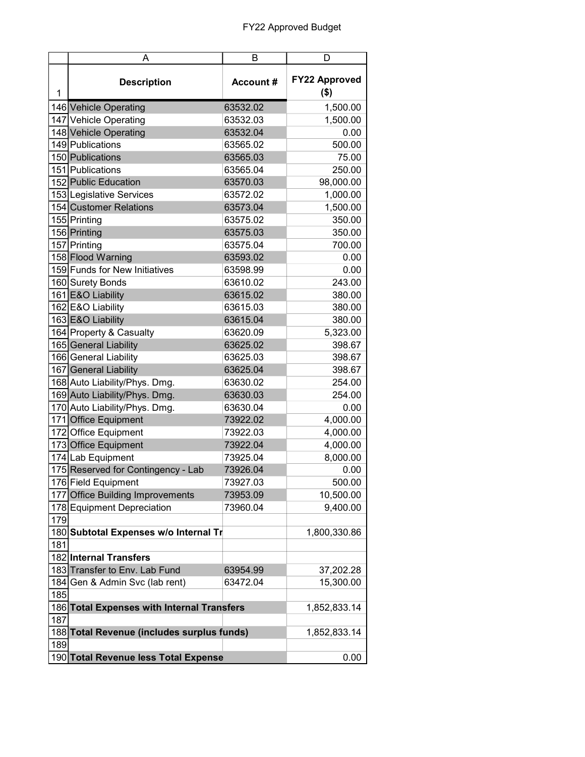FY22 Approved Budget

| | A | B | D |
|---|---|---|---|
| 1 | **Description** | **Account #** | **FY22 Approved ($)** |
| 146 | Vehicle Operating | 63532.02 | 1,500.00 |
| 147 | Vehicle Operating | 63532.03 | 1,500.00 |
| 148 | Vehicle Operating | 63532.04 | 0.00 |
| 149 | Publications | 63565.02 | 500.00 |
| 150 | Publications | 63565.03 | 75.00 |
| 151 | Publications | 63565.04 | 250.00 |
| 152 | Public Education | 63570.03 | 98,000.00 |
| 153 | Legislative Services | 63572.02 | 1,000.00 |
| 154 | Customer Relations | 63573.04 | 1,500.00 |
| 155 | Printing | 63575.02 | 350.00 |
| 156 | Printing | 63575.03 | 350.00 |
| 157 | Printing | 63575.04 | 700.00 |
| 158 | Flood Warning | 63593.02 | 0.00 |
| 159 | Funds for New Initiatives | 63598.99 | 0.00 |
| 160 | Surety Bonds | 63610.02 | 243.00 |
| 161 | E&O Liability | 63615.02 | 380.00 |
| 162 | E&O Liability | 63615.03 | 380.00 |
| 163 | E&O Liability | 63615.04 | 380.00 |
| 164 | Property & Casualty | 63620.09 | 5,323.00 |
| 165 | General Liability | 63625.02 | 398.67 |
| 166 | General Liability | 63625.03 | 398.67 |
| 167 | General Liability | 63625.04 | 398.67 |
| 168 | Auto Liability/Phys. Dmg. | 63630.02 | 254.00 |
| 169 | Auto Liability/Phys. Dmg. | 63630.03 | 254.00 |
| 170 | Auto Liability/Phys. Dmg. | 63630.04 | 0.00 |
| 171 | Office Equipment | 73922.02 | 4,000.00 |
| 172 | Office Equipment | 73922.03 | 4,000.00 |
| 173 | Office Equipment | 73922.04 | 4,000.00 |
| 174 | Lab Equipment | 73925.04 | 8,000.00 |
| 175 | Reserved for Contingency - Lab | 73926.04 | 0.00 |
| 176 | Field Equipment | 73927.03 | 500.00 |
| 177 | Office Building Improvements | 73953.09 | 10,500.00 |
| 178 | Equipment Depreciation | 73960.04 | 9,400.00 |
| 179 | | | |
| 180 | **Subtotal Expenses w/o Internal Tr** | | 1,800,330.86 |
| 181 | | | |
| 182 | **Internal Transfers** | | |
| 183 | Transfer to Env. Lab Fund | 63954.99 | 37,202.28 |
| 184 | Gen & Admin Svc (lab rent) | 63472.04 | 15,300.00 |
| 185 | | | |
| 186 | **Total Expenses with Internal Transfers** | | 1,852,833.14 |
| 187 | | | |
| 188 | **Total Revenue (includes surplus funds)** | | 1,852,833.14 |
| 189 | | | |
| 190 | **Total Revenue less Total Expense** | | 0.00 |